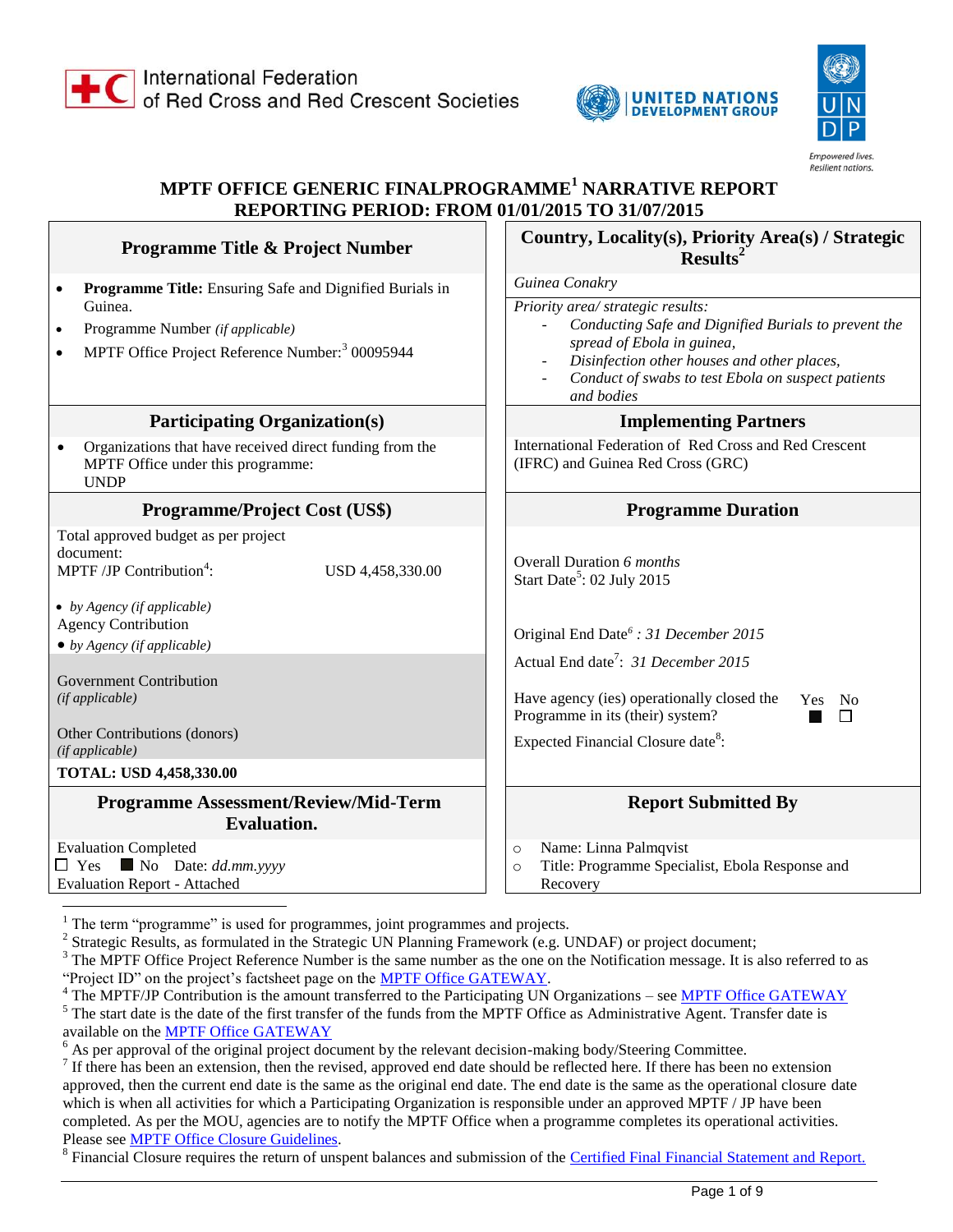International Federation of Red Cross and Red Crescent Societies

UNITED NATIONS DEVELOPMENT GROUP

UNDP — Empowered lives. Resilient nations.

# MPTF OFFICE GENERIC FINALPROGRAMME[1] NARRATIVE REPORT
## REPORTING PERIOD: FROM 01/01/2015 TO 31/07/2015

| Programme Title & Project Number | Country, Locality(s), Priority Area(s) / Strategic Results[2] |
|---|---|
| • **Programme Title:** Ensuring Safe and Dignified Burials in Guinea.<br>• Programme Number *(if applicable)*<br>• MPTF Office Project Reference Number:[3] 00095944 | *Guinea Conakry*<br><br>*Priority area/ strategic results:*<br>- *Conducting Safe and Dignified Burials to prevent the spread of Ebola in guinea,*<br>- *Disinfection other houses and other places,*<br>- *Conduct of swabs to test Ebola on suspect patients and bodies* |
| **Participating Organization(s)** | **Implementing Partners** |
| • Organizations that have received direct funding from the MPTF Office under this programme: UNDP | International Federation of Red Cross and Red Crescent (IFRC) and Guinea Red Cross (GRC) |
| **Programme/Project Cost (US$)** | **Programme Duration** |
| Total approved budget as per project document:<br>MPTF /JP Contribution[4]: USD 4,458,330.00<br><br>• *by Agency (if applicable)*<br>Agency Contribution<br>• *by Agency (if applicable)*<br><br>Government Contribution *(if applicable)*<br><br>Other Contributions (donors) *(if applicable)*<br><br>**TOTAL: USD 4,458,330.00** | Overall Duration *6 months*<br>Start Date[5]: 02 July 2015<br><br>Original End Date[6] *: 31 December 2015*<br><br>Actual End date[7]: *31 December 2015*<br><br>Have agency (ies) operationally closed the Programme in its (their) system? Yes ■ No ☐<br><br>Expected Financial Closure date[8]: |
| **Programme Assessment/Review/Mid-Term Evaluation.** | **Report Submitted By** |
| Evaluation Completed<br>☐ Yes ■ No Date: *dd.mm.yyyy*<br>Evaluation Report - Attached | ○ Name: Linna Palmqvist<br>○ Title: Programme Specialist, Ebola Response and Recovery |

---

[1] The term "programme" is used for programmes, joint programmes and projects.

[2] Strategic Results, as formulated in the Strategic UN Planning Framework (e.g. UNDAF) or project document;

[3] The MPTF Office Project Reference Number is the same number as the one on the Notification message. It is also referred to as "Project ID" on the project's factsheet page on the MPTF Office GATEWAY.

[4] The MPTF/JP Contribution is the amount transferred to the Participating UN Organizations – see MPTF Office GATEWAY

[5] The start date is the date of the first transfer of the funds from the MPTF Office as Administrative Agent. Transfer date is available on the MPTF Office GATEWAY

[6] As per approval of the original project document by the relevant decision-making body/Steering Committee.

[7] If there has been an extension, then the revised, approved end date should be reflected here. If there has been no extension approved, then the current end date is the same as the original end date. The end date is the same as the operational closure date which is when all activities for which a Participating Organization is responsible under an approved MPTF / JP have been completed. As per the MOU, agencies are to notify the MPTF Office when a programme completes its operational activities. Please see MPTF Office Closure Guidelines.

[8] Financial Closure requires the return of unspent balances and submission of the Certified Final Financial Statement and Report.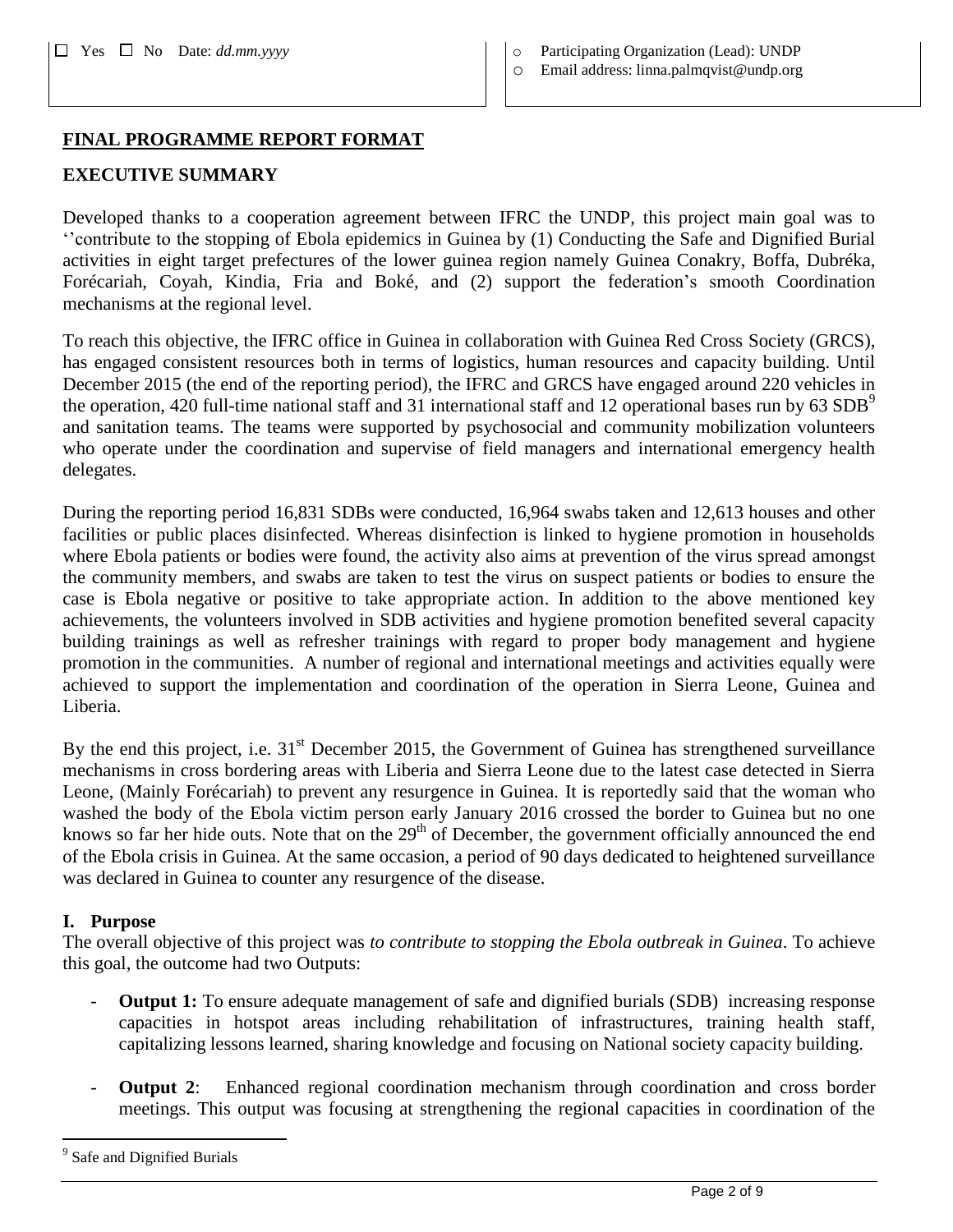☐ Yes ☐ No Date: *dd.mm.yyyy*

- Participating Organization (Lead): UNDP
- Email address: linna.palmqvist@undp.org

## FINAL PROGRAMME REPORT FORMAT

## EXECUTIVE SUMMARY

Developed thanks to a cooperation agreement between IFRC the UNDP, this project main goal was to ''contribute to the stopping of Ebola epidemics in Guinea by (1) Conducting the Safe and Dignified Burial activities in eight target prefectures of the lower guinea region namely Guinea Conakry, Boffa, Dubréka, Forécariah, Coyah, Kindia, Fria and Boké, and (2) support the federation's smooth Coordination mechanisms at the regional level.

To reach this objective, the IFRC office in Guinea in collaboration with Guinea Red Cross Society (GRCS), has engaged consistent resources both in terms of logistics, human resources and capacity building. Until December 2015 (the end of the reporting period), the IFRC and GRCS have engaged around 220 vehicles in the operation, 420 full-time national staff and 31 international staff and 12 operational bases run by 63 SDB[9] and sanitation teams. The teams were supported by psychosocial and community mobilization volunteers who operate under the coordination and supervise of field managers and international emergency health delegates.

During the reporting period 16,831 SDBs were conducted, 16,964 swabs taken and 12,613 houses and other facilities or public places disinfected. Whereas disinfection is linked to hygiene promotion in households where Ebola patients or bodies were found, the activity also aims at prevention of the virus spread amongst the community members, and swabs are taken to test the virus on suspect patients or bodies to ensure the case is Ebola negative or positive to take appropriate action. In addition to the above mentioned key achievements, the volunteers involved in SDB activities and hygiene promotion benefited several capacity building trainings as well as refresher trainings with regard to proper body management and hygiene promotion in the communities. A number of regional and international meetings and activities equally were achieved to support the implementation and coordination of the operation in Sierra Leone, Guinea and Liberia.

By the end this project, i.e. 31st December 2015, the Government of Guinea has strengthened surveillance mechanisms in cross bordering areas with Liberia and Sierra Leone due to the latest case detected in Sierra Leone, (Mainly Forécariah) to prevent any resurgence in Guinea. It is reportedly said that the woman who washed the body of the Ebola victim person early January 2016 crossed the border to Guinea but no one knows so far her hide outs. Note that on the 29th of December, the government officially announced the end of the Ebola crisis in Guinea. At the same occasion, a period of 90 days dedicated to heightened surveillance was declared in Guinea to counter any resurgence of the disease.

### I. Purpose

The overall objective of this project was *to contribute to stopping the Ebola outbreak in Guinea*. To achieve this goal, the outcome had two Outputs:

- **Output 1:** To ensure adequate management of safe and dignified burials (SDB) increasing response capacities in hotspot areas including rehabilitation of infrastructures, training health staff, capitalizing lessons learned, sharing knowledge and focusing on National society capacity building.
- **Output 2**: Enhanced regional coordination mechanism through coordination and cross border meetings. This output was focusing at strengthening the regional capacities in coordination of the

[9] Safe and Dignified Burials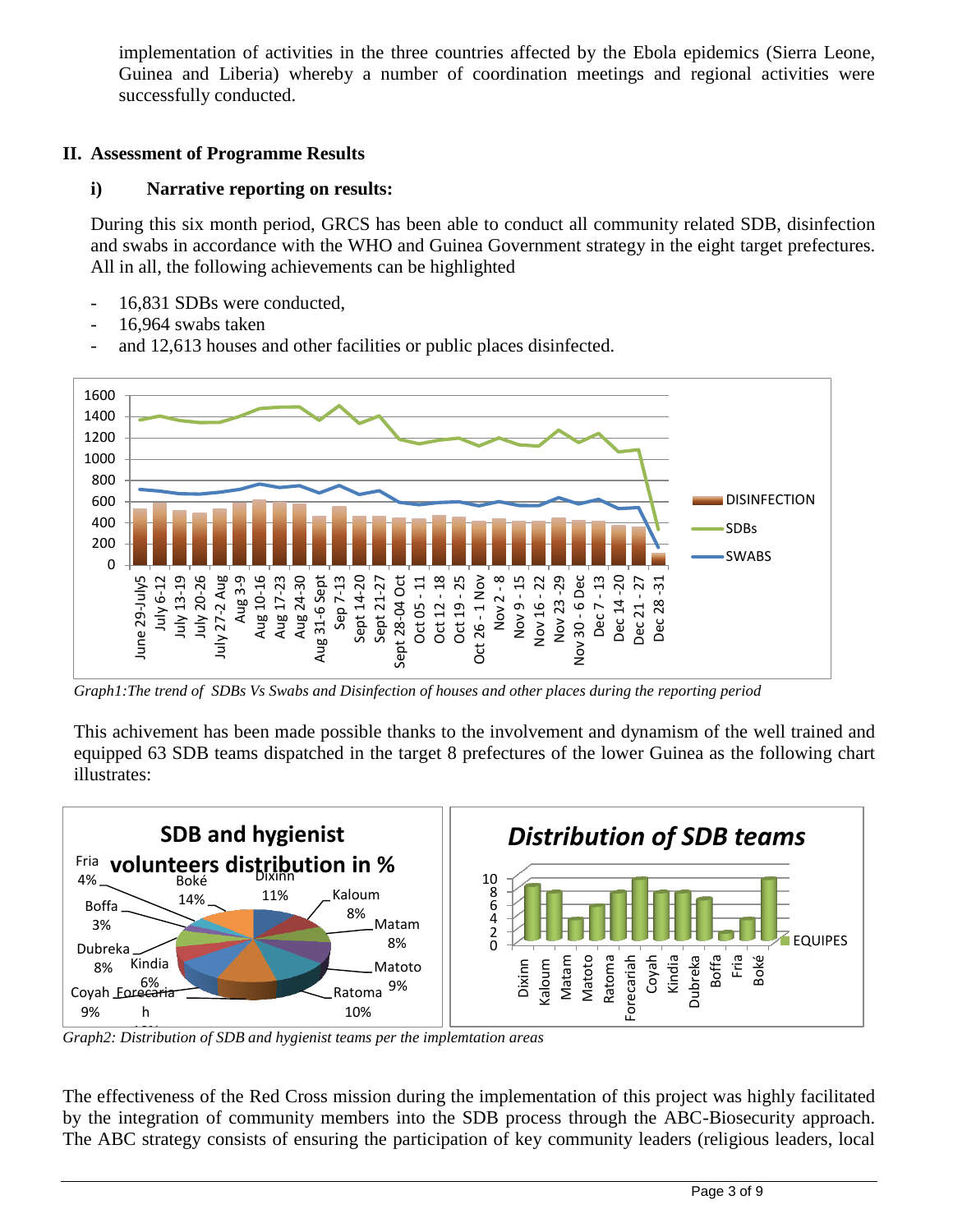implementation of activities in the three countries affected by the Ebola epidemics (Sierra Leone, Guinea and Liberia) whereby a number of coordination meetings and regional activities were successfully conducted.

## II. Assessment of Programme Results

### i) Narrative reporting on results:

During this six month period, GRCS has been able to conduct all community related SDB, disinfection and swabs in accordance with the WHO and Guinea Government strategy in the eight target prefectures. All in all, the following achievements can be highlighted

- 16,831 SDBs were conducted,
- 16,964 swabs taken
- and 12,613 houses and other facilities or public places disinfected.

*Graph1:The trend of SDBs Vs Swabs and Disinfection of houses and other places during the reporting period*

This achivement has been made possible thanks to the involvement and dynamism of the well trained and equipped 63 SDB teams dispatched in the target 8 prefectures of the lower Guinea as the following chart illustrates:

*Graph2: Distribution of SDB and hygienist teams per the implemtation areas*

The effectiveness of the Red Cross mission during the implementation of this project was highly facilitated by the integration of community members into the SDB process through the ABC-Biosecurity approach. The ABC strategy consists of ensuring the participation of key community leaders (religious leaders, local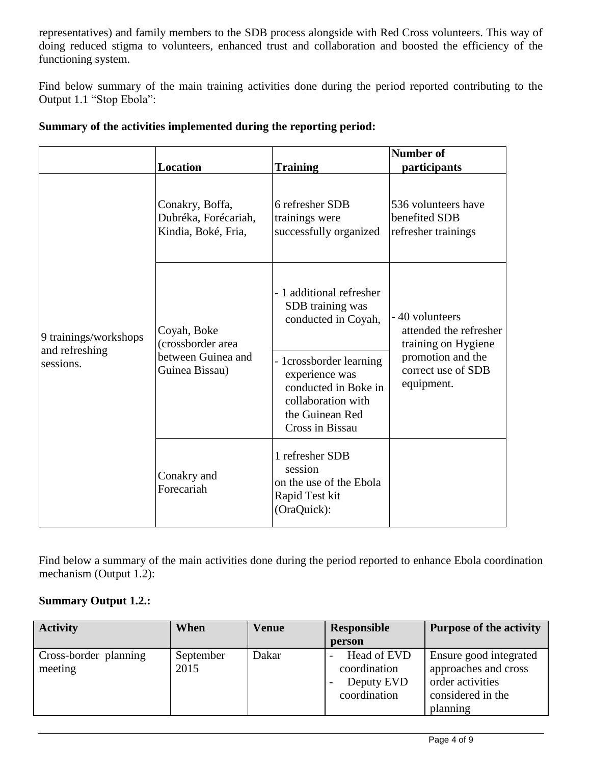representatives) and family members to the SDB process alongside with Red Cross volunteers. This way of doing reduced stigma to volunteers, enhanced trust and collaboration and boosted the efficiency of the functioning system.

Find below summary of the main training activities done during the period reported contributing to the Output 1.1 “Stop Ebola”:

**Summary of the activities implemented during the reporting period:**

| | Location | Training | Number of participants |
|---|---|---|---|
| 9 trainings/workshops and refreshing sessions. | Conakry, Boffa, Dubréka, Forécariah, Kindia, Boké, Fria, | 6 refresher SDB trainings were successfully organized | 536 volunteers have benefited SDB refresher trainings |
| | Coyah, Boke (crossborder area between Guinea and Guinea Bissau) | - 1 additional refresher SDB training was conducted in Coyah, | - 40 volunteers attended the refresher training on Hygiene promotion and the correct use of SDB equipment. |
| | | - 1crossborder learning experience was conducted in Boke in collaboration with the Guinean Red Cross in Bissau | |
| | Conakry and Forecariah | 1 refresher SDB session on the use of the Ebola Rapid Test kit (OraQuick): | |

Find below a summary of the main activities done during the period reported to enhance Ebola coordination mechanism (Output 1.2):

**Summary Output 1.2.:**

| Activity | When | Venue | Responsible person | Purpose of the activity |
|---|---|---|---|---|
| Cross-border planning meeting | September 2015 | Dakar | - Head of EVD coordination<br>- Deputy EVD coordination | Ensure good integrated approaches and cross order activities considered in the planning |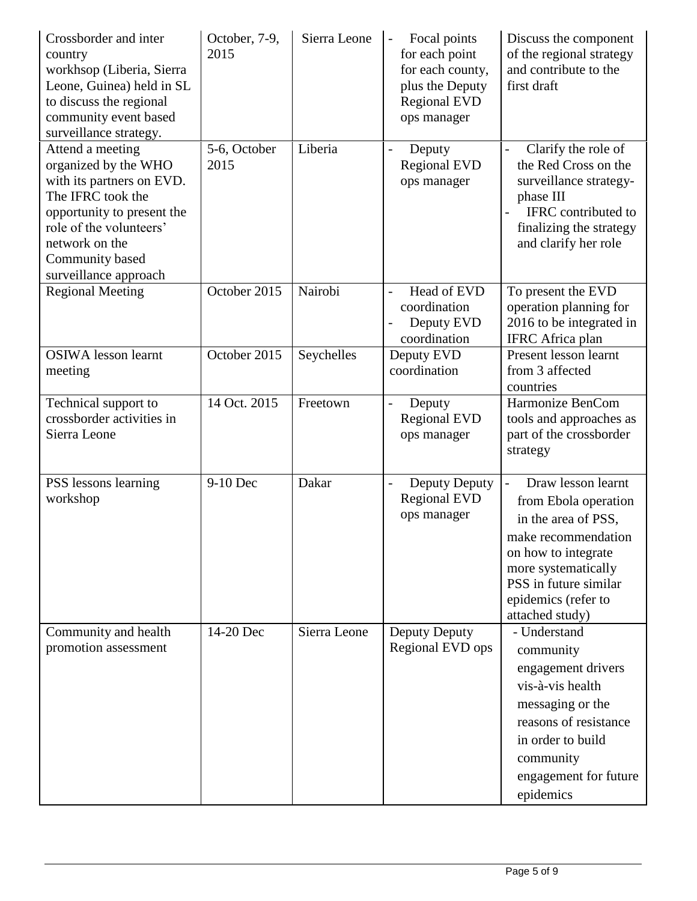| Crossborder and inter country workhsop (Liberia, Sierra Leone, Guinea) held in SL to discuss the regional community event based surveillance strategy. | October, 7-9, 2015 | Sierra Leone | - Focal points for each point for each county, plus the Deputy Regional EVD ops manager | Discuss the component of the regional strategy and contribute to the first draft |
|---|---|---|---|---|
| Attend a meeting organized by the WHO with its partners on EVD. The IFRC took the opportunity to present the role of the volunteers' network on the Community based surveillance approach | 5-6, October 2015 | Liberia | - Deputy Regional EVD ops manager | - Clarify the role of the Red Cross on the surveillance strategy-phase III<br>- IFRC contributed to finalizing the strategy and clarify her role |
| Regional Meeting | October 2015 | Nairobi | - Head of EVD coordination<br>- Deputy EVD coordination | To present the EVD operation planning for 2016 to be integrated in IFRC Africa plan |
| OSIWA lesson learnt meeting | October 2015 | Seychelles | Deputy EVD coordination | Present lesson learnt from 3 affected countries |
| Technical support to crossborder activities in Sierra Leone | 14 Oct. 2015 | Freetown | - Deputy Regional EVD ops manager | Harmonize BenCom tools and approaches as part of the crossborder strategy |
| PSS lessons learning workshop | 9-10 Dec | Dakar | - Deputy Deputy Regional EVD ops manager | - Draw lesson learnt from Ebola operation in the area of PSS, make recommendation on how to integrate more systematically PSS in future similar epidemics (refer to attached study) |
| Community and health promotion assessment | 14-20 Dec | Sierra Leone | Deputy Deputy Regional EVD ops | - Understand community engagement drivers vis-à-vis health messaging or the reasons of resistance in order to build community engagement for future epidemics |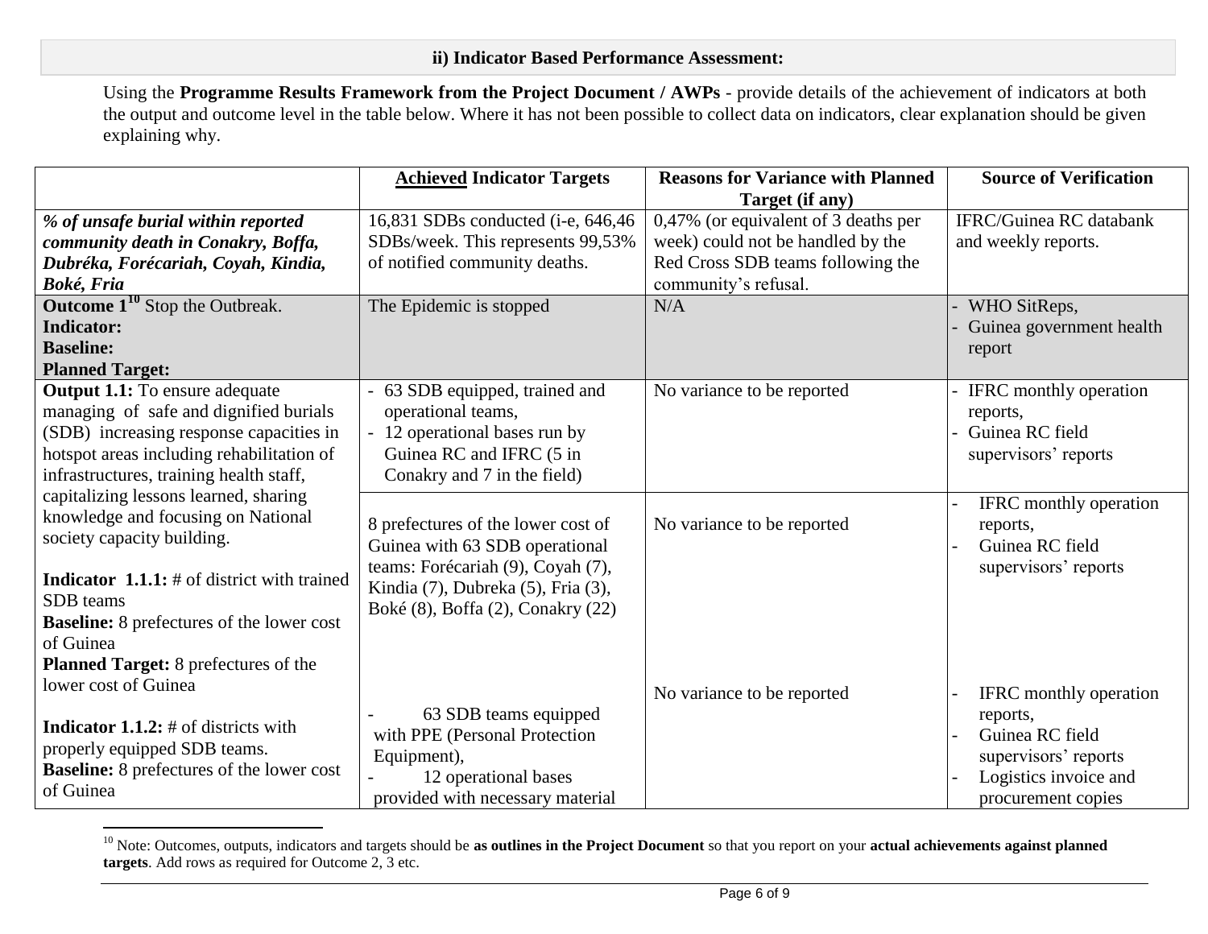## ii) Indicator Based Performance Assessment:

Using the **Programme Results Framework from the Project Document / AWPs** - provide details of the achievement of indicators at both the output and outcome level in the table below. Where it has not been possible to collect data on indicators, clear explanation should be given explaining why.

| | **Achieved** Indicator Targets | Reasons for Variance with Planned Target (if any) | Source of Verification |
|---|---|---|---|
| ***% of unsafe burial within reported community death in Conakry, Boffa, Dubréka, Forécariah, Coyah, Kindia, Boké, Fria*** | 16,831 SDBs conducted (i-e, 646,46 SDBs/week. This represents 99,53% of notified community deaths. | 0,47% (or equivalent of 3 deaths per week) could not be handled by the Red Cross SDB teams following the community's refusal. | IFRC/Guinea RC databank and weekly reports. |
| **Outcome 1[10]** Stop the Outbreak.<br>**Indicator:**<br>**Baseline:**<br>**Planned Target:** | The Epidemic is stopped | N/A | - WHO SitReps,<br>- Guinea government health report |
| **Output 1.1:** To ensure adequate managing of safe and dignified burials (SDB) increasing response capacities in hotspot areas including rehabilitation of infrastructures, training health staff, capitalizing lessons learned, sharing knowledge and focusing on National society capacity building. | - 63 SDB equipped, trained and operational teams,<br>- 12 operational bases run by Guinea RC and IFRC (5 in Conakry and 7 in the field) | No variance to be reported | - IFRC monthly operation reports,<br>- Guinea RC field supervisors' reports |
| **Indicator 1.1.1:** # of district with trained SDB teams<br>**Baseline:** 8 prefectures of the lower cost of Guinea<br>**Planned Target:** 8 prefectures of the lower cost of Guinea | 8 prefectures of the lower cost of Guinea with 63 SDB operational teams: Forécariah (9), Coyah (7), Kindia (7), Dubreka (5), Fria (3), Boké (8), Boffa (2), Conakry (22) | No variance to be reported | - IFRC monthly operation reports,<br>- Guinea RC field supervisors' reports |
| **Indicator 1.1.2:** # of districts with properly equipped SDB teams.<br>**Baseline:** 8 prefectures of the lower cost of Guinea | - 63 SDB teams equipped with PPE (Personal Protection Equipment),<br>- 12 operational bases provided with necessary material | No variance to be reported | - IFRC monthly operation reports,<br>- Guinea RC field supervisors' reports<br>- Logistics invoice and procurement copies |

[10] Note: Outcomes, outputs, indicators and targets should be **as outlines in the Project Document** so that you report on your **actual achievements against planned targets**. Add rows as required for Outcome 2, 3 etc.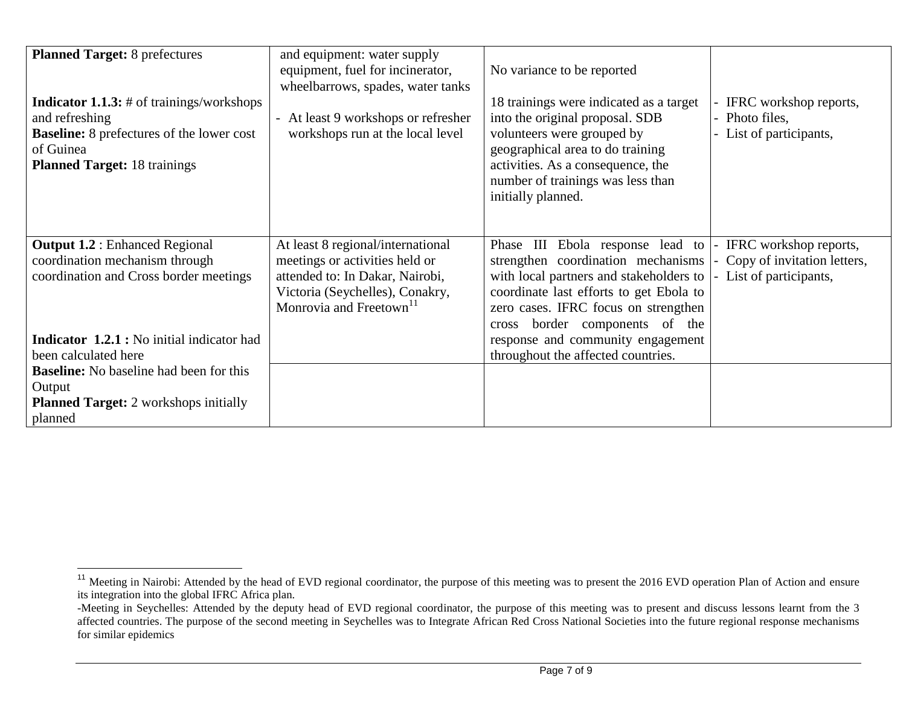| | | | |
|---|---|---|---|
| **Planned Target:** 8 prefectures<br><br>**Indicator 1.1.3:** # of trainings/workshops and refreshing<br>**Baseline:** 8 prefectures of the lower cost of Guinea<br>**Planned Target:** 18 trainings | and equipment: water supply equipment, fuel for incinerator, wheelbarrows, spades, water tanks<br><br>- At least 9 workshops or refresher workshops run at the local level | No variance to be reported<br><br>18 trainings were indicated as a target into the original proposal. SDB volunteers were grouped by geographical area to do training activities. As a consequence, the number of trainings was less than initially planned. | - IFRC workshop reports,<br>- Photo files,<br>- List of participants, |
| **Output 1.2** : Enhanced Regional coordination mechanism through coordination and Cross border meetings<br><br>**Indicator 1.2.1 :** No initial indicator had been calculated here<br>**Baseline:** No baseline had been for this Output<br>**Planned Target:** 2 workshops initially planned | At least 8 regional/international meetings or activities held or attended to: In Dakar, Nairobi, Victoria (Seychelles), Conakry, Monrovia and Freetown[11] | Phase III Ebola response lead to strengthen coordination mechanisms with local partners and stakeholders to coordinate last efforts to get Ebola to zero cases. IFRC focus on strengthen cross border components of the response and community engagement throughout the affected countries. | - IFRC workshop reports,<br>- Copy of invitation letters,<br>- List of participants, |

[11] Meeting in Nairobi: Attended by the head of EVD regional coordinator, the purpose of this meeting was to present the 2016 EVD operation Plan of Action and ensure its integration into the global IFRC Africa plan.
-Meeting in Seychelles: Attended by the deputy head of EVD regional coordinator, the purpose of this meeting was to present and discuss lessons learnt from the 3 affected countries. The purpose of the second meeting in Seychelles was to Integrate African Red Cross National Societies into the future regional response mechanisms for similar epidemics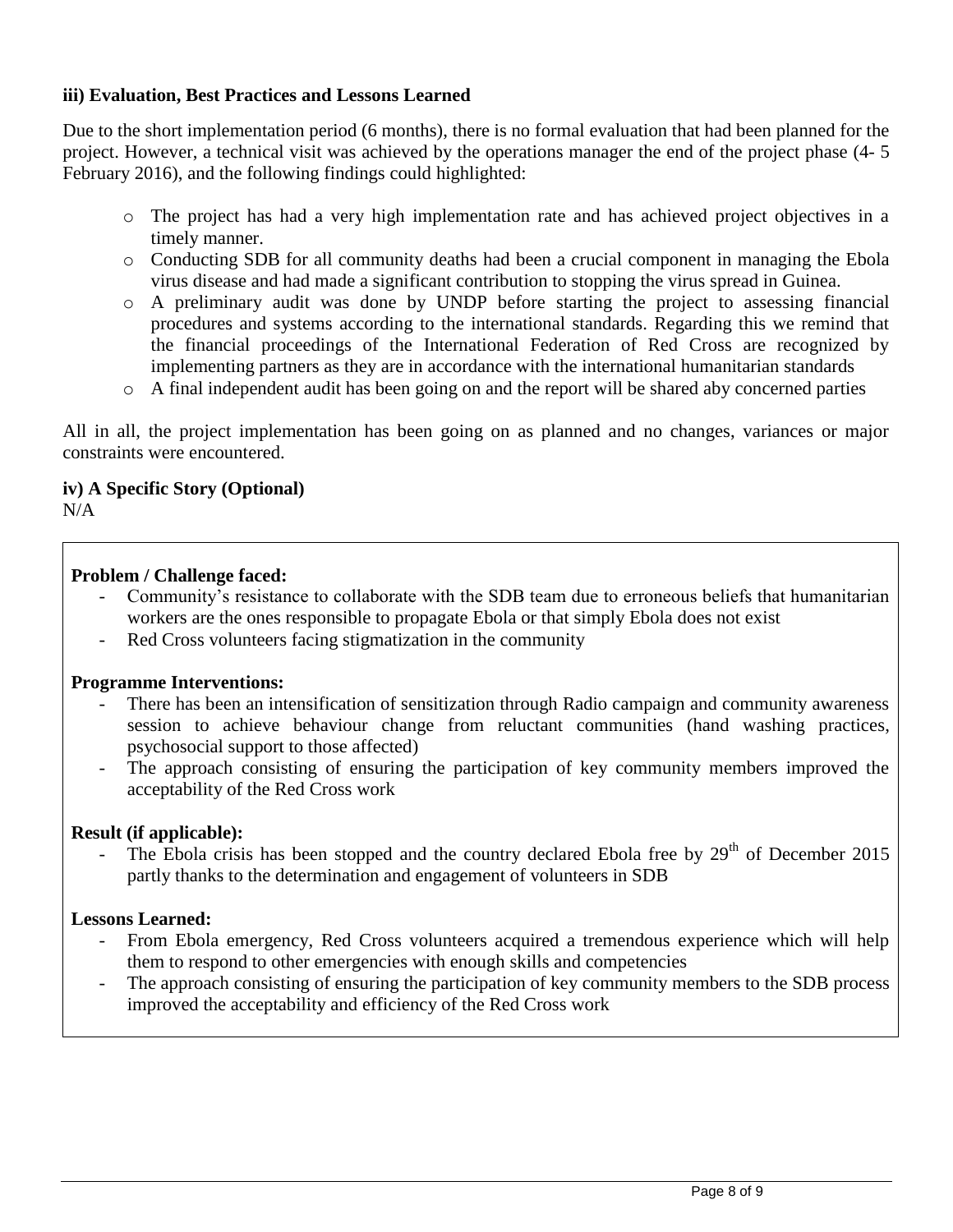**iii) Evaluation, Best Practices and Lessons Learned**

Due to the short implementation period (6 months), there is no formal evaluation that had been planned for the project. However, a technical visit was achieved by the operations manager the end of the project phase (4- 5 February 2016), and the following findings could highlighted:

- The project has had a very high implementation rate and has achieved project objectives in a timely manner.
- Conducting SDB for all community deaths had been a crucial component in managing the Ebola virus disease and had made a significant contribution to stopping the virus spread in Guinea.
- A preliminary audit was done by UNDP before starting the project to assessing financial procedures and systems according to the international standards. Regarding this we remind that the financial proceedings of the International Federation of Red Cross are recognized by implementing partners as they are in accordance with the international humanitarian standards
- A final independent audit has been going on and the report will be shared aby concerned parties

All in all, the project implementation has been going on as planned and no changes, variances or major constraints were encountered.

**iv) A Specific Story (Optional)**

N/A

**Problem / Challenge faced:**

- Community's resistance to collaborate with the SDB team due to erroneous beliefs that humanitarian workers are the ones responsible to propagate Ebola or that simply Ebola does not exist
- Red Cross volunteers facing stigmatization in the community

**Programme Interventions:**

- There has been an intensification of sensitization through Radio campaign and community awareness session to achieve behaviour change from reluctant communities (hand washing practices, psychosocial support to those affected)
- The approach consisting of ensuring the participation of key community members improved the acceptability of the Red Cross work

**Result (if applicable):**

- The Ebola crisis has been stopped and the country declared Ebola free by 29th of December 2015 partly thanks to the determination and engagement of volunteers in SDB

**Lessons Learned:**

- From Ebola emergency, Red Cross volunteers acquired a tremendous experience which will help them to respond to other emergencies with enough skills and competencies
- The approach consisting of ensuring the participation of key community members to the SDB process improved the acceptability and efficiency of the Red Cross work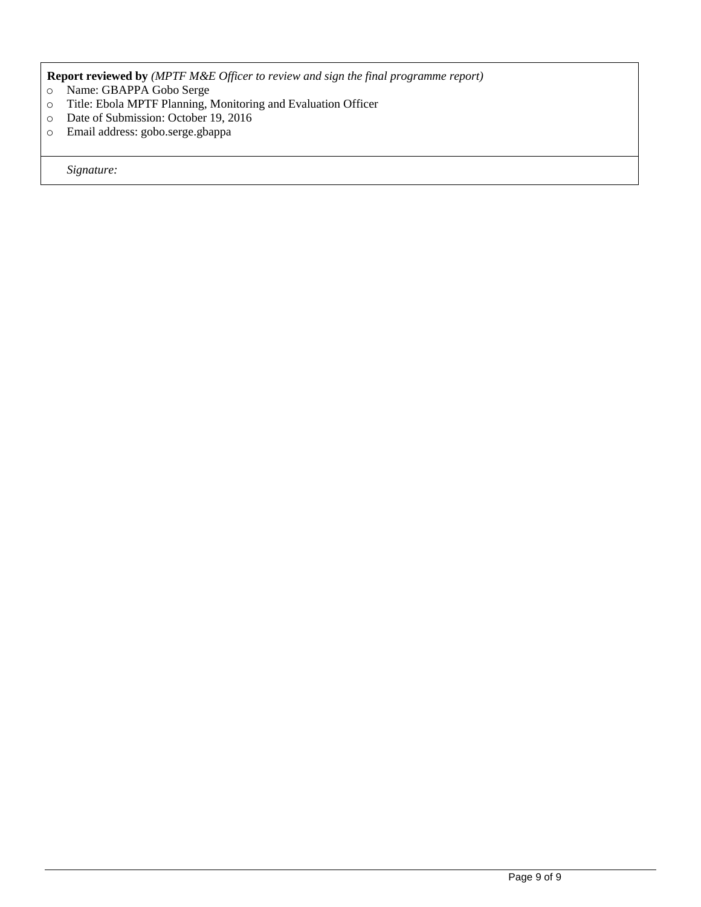**Report reviewed by** *(MPTF M&E Officer to review and sign the final programme report)*

- Name: GBAPPA Gobo Serge
- Title: Ebola MPTF Planning, Monitoring and Evaluation Officer
- Date of Submission: October 19, 2016
- Email address: gobo.serge.gbappa

*Signature:*